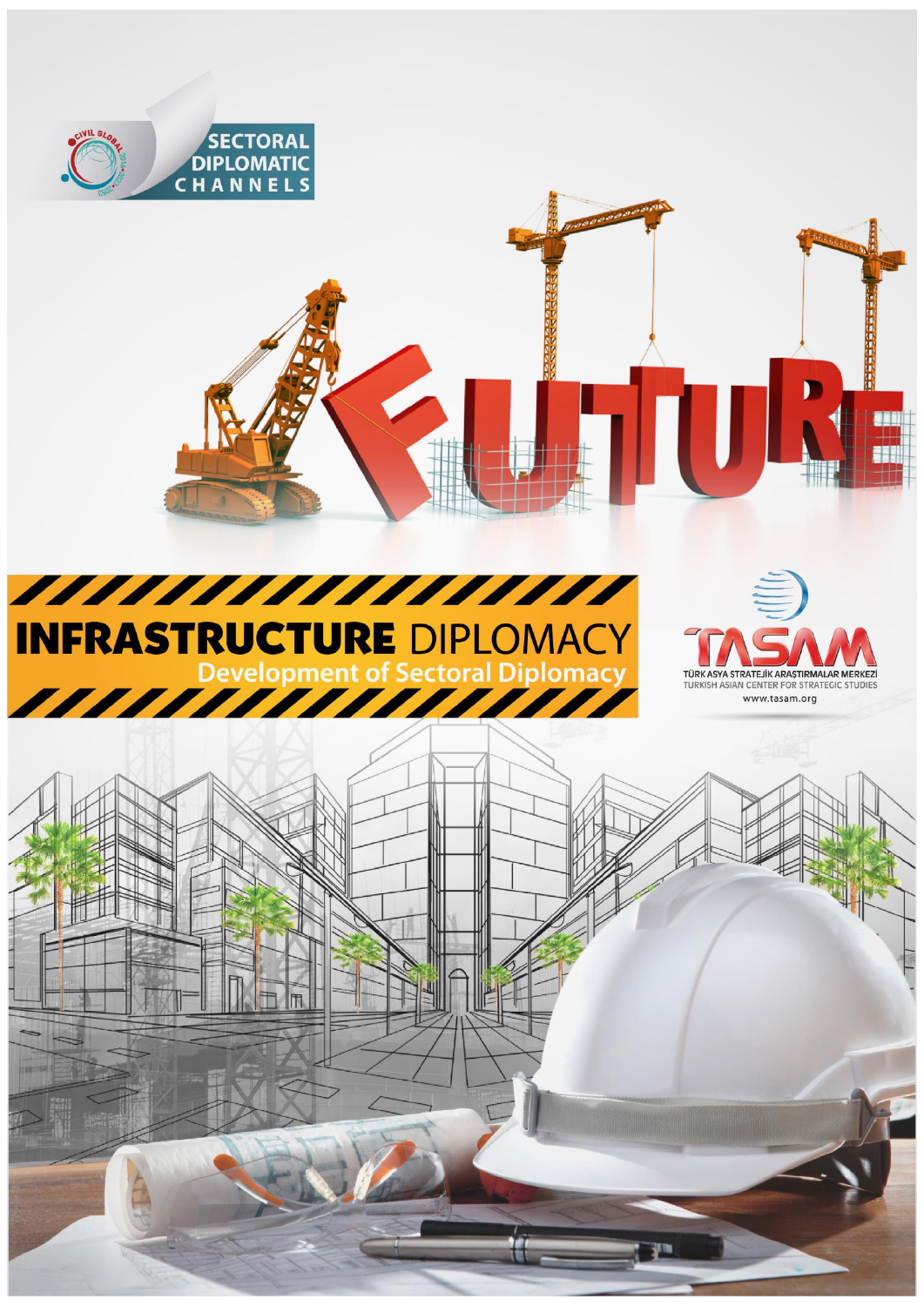SECTORAL DIPLOMATIC CHANNELS

FUTURE

# INFRASTRUCTURE DIPLOMACY

## Development of Sectoral Diplomacy

TASAM

TÜRK ASYA STRATEJİK ARAŞTIRMALAR MERKEZİ

TURKISH ASIAN CENTER FOR STRATEGIC STUDIES

www.tasam.org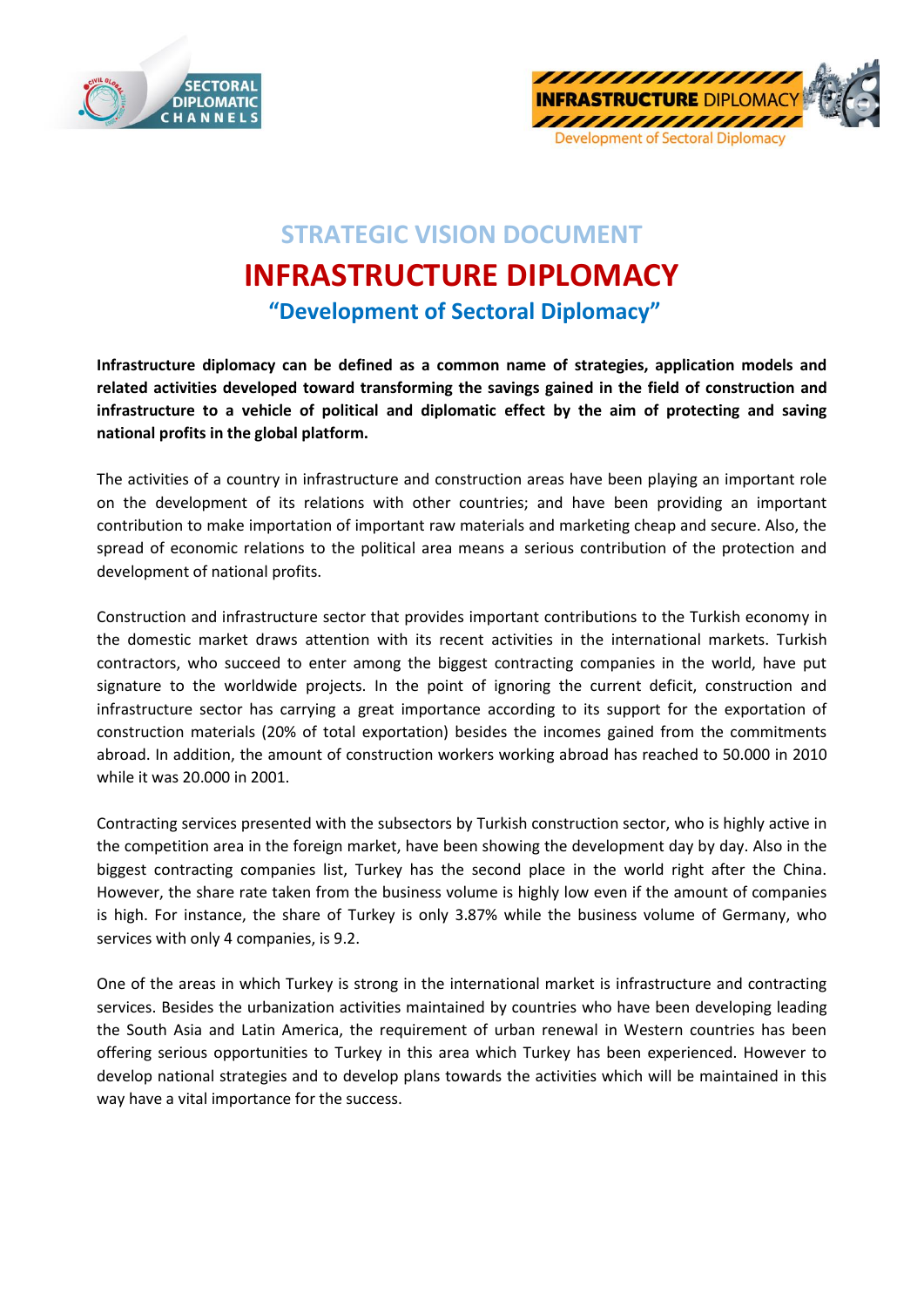# STRATEGIC VISION DOCUMENT

# INFRASTRUCTURE DIPLOMACY

## "Development of Sectoral Diplomacy"

**Infrastructure diplomacy can be defined as a common name of strategies, application models and related activities developed toward transforming the savings gained in the field of construction and infrastructure to a vehicle of political and diplomatic effect by the aim of protecting and saving national profits in the global platform.**

The activities of a country in infrastructure and construction areas have been playing an important role on the development of its relations with other countries; and have been providing an important contribution to make importation of important raw materials and marketing cheap and secure. Also, the spread of economic relations to the political area means a serious contribution of the protection and development of national profits.

Construction and infrastructure sector that provides important contributions to the Turkish economy in the domestic market draws attention with its recent activities in the international markets. Turkish contractors, who succeed to enter among the biggest contracting companies in the world, have put signature to the worldwide projects. In the point of ignoring the current deficit, construction and infrastructure sector has carrying a great importance according to its support for the exportation of construction materials (20% of total exportation) besides the incomes gained from the commitments abroad. In addition, the amount of construction workers working abroad has reached to 50.000 in 2010 while it was 20.000 in 2001.

Contracting services presented with the subsectors by Turkish construction sector, who is highly active in the competition area in the foreign market, have been showing the development day by day. Also in the biggest contracting companies list, Turkey has the second place in the world right after the China. However, the share rate taken from the business volume is highly low even if the amount of companies is high. For instance, the share of Turkey is only 3.87% while the business volume of Germany, who services with only 4 companies, is 9.2.

One of the areas in which Turkey is strong in the international market is infrastructure and contracting services. Besides the urbanization activities maintained by countries who have been developing leading the South Asia and Latin America, the requirement of urban renewal in Western countries has been offering serious opportunities to Turkey in this area which Turkey has been experienced. However to develop national strategies and to develop plans towards the activities which will be maintained in this way have a vital importance for the success.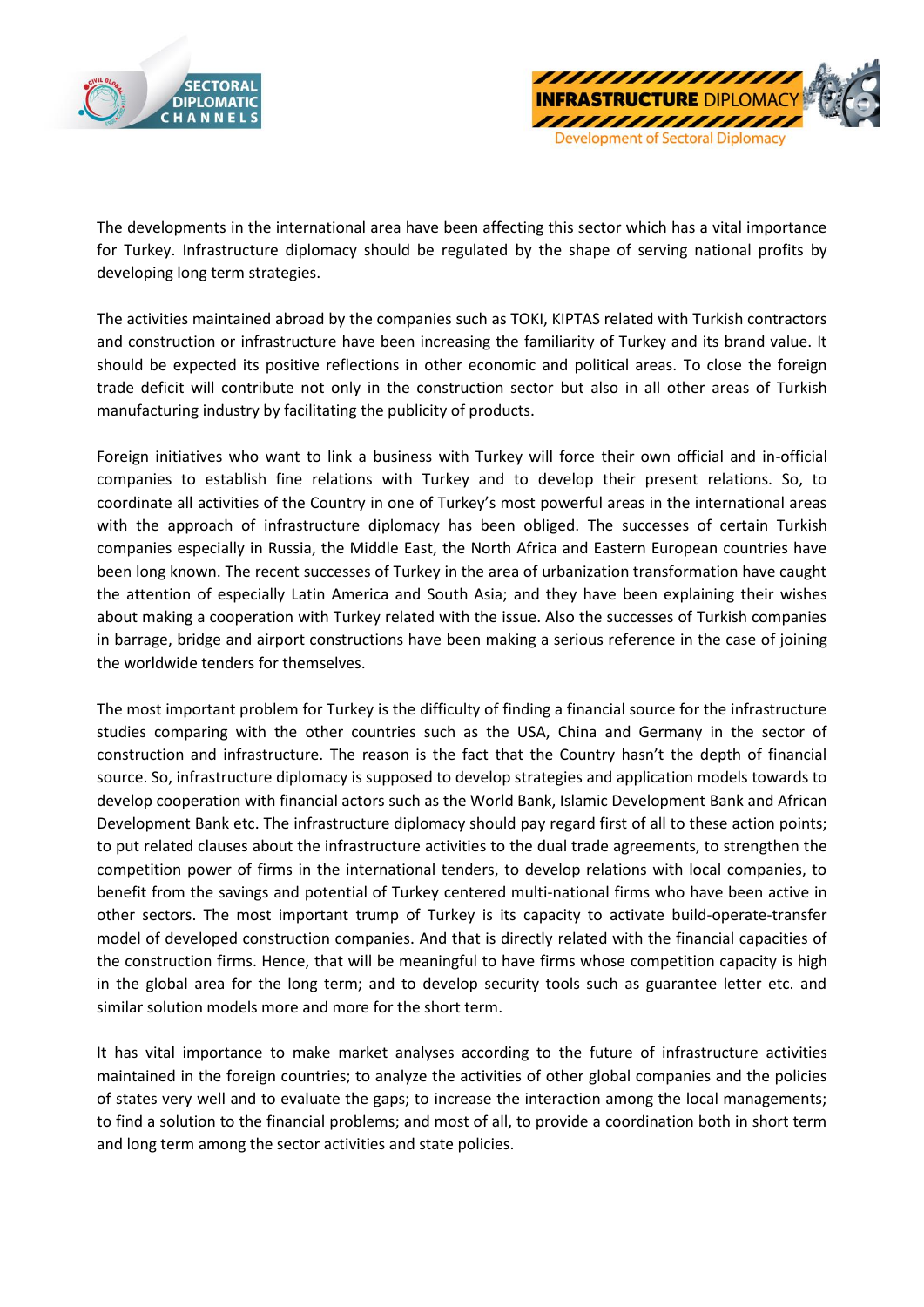The developments in the international area have been affecting this sector which has a vital importance for Turkey. Infrastructure diplomacy should be regulated by the shape of serving national profits by developing long term strategies.

The activities maintained abroad by the companies such as TOKI, KIPTAS related with Turkish contractors and construction or infrastructure have been increasing the familiarity of Turkey and its brand value. It should be expected its positive reflections in other economic and political areas. To close the foreign trade deficit will contribute not only in the construction sector but also in all other areas of Turkish manufacturing industry by facilitating the publicity of products.

Foreign initiatives who want to link a business with Turkey will force their own official and in-official companies to establish fine relations with Turkey and to develop their present relations. So, to coordinate all activities of the Country in one of Turkey's most powerful areas in the international areas with the approach of infrastructure diplomacy has been obliged. The successes of certain Turkish companies especially in Russia, the Middle East, the North Africa and Eastern European countries have been long known. The recent successes of Turkey in the area of urbanization transformation have caught the attention of especially Latin America and South Asia; and they have been explaining their wishes about making a cooperation with Turkey related with the issue. Also the successes of Turkish companies in barrage, bridge and airport constructions have been making a serious reference in the case of joining the worldwide tenders for themselves.

The most important problem for Turkey is the difficulty of finding a financial source for the infrastructure studies comparing with the other countries such as the USA, China and Germany in the sector of construction and infrastructure. The reason is the fact that the Country hasn't the depth of financial source. So, infrastructure diplomacy is supposed to develop strategies and application models towards to develop cooperation with financial actors such as the World Bank, Islamic Development Bank and African Development Bank etc. The infrastructure diplomacy should pay regard first of all to these action points; to put related clauses about the infrastructure activities to the dual trade agreements, to strengthen the competition power of firms in the international tenders, to develop relations with local companies, to benefit from the savings and potential of Turkey centered multi-national firms who have been active in other sectors. The most important trump of Turkey is its capacity to activate build-operate-transfer model of developed construction companies. And that is directly related with the financial capacities of the construction firms. Hence, that will be meaningful to have firms whose competition capacity is high in the global area for the long term; and to develop security tools such as guarantee letter etc. and similar solution models more and more for the short term.

It has vital importance to make market analyses according to the future of infrastructure activities maintained in the foreign countries; to analyze the activities of other global companies and the policies of states very well and to evaluate the gaps; to increase the interaction among the local managements; to find a solution to the financial problems; and most of all, to provide a coordination both in short term and long term among the sector activities and state policies.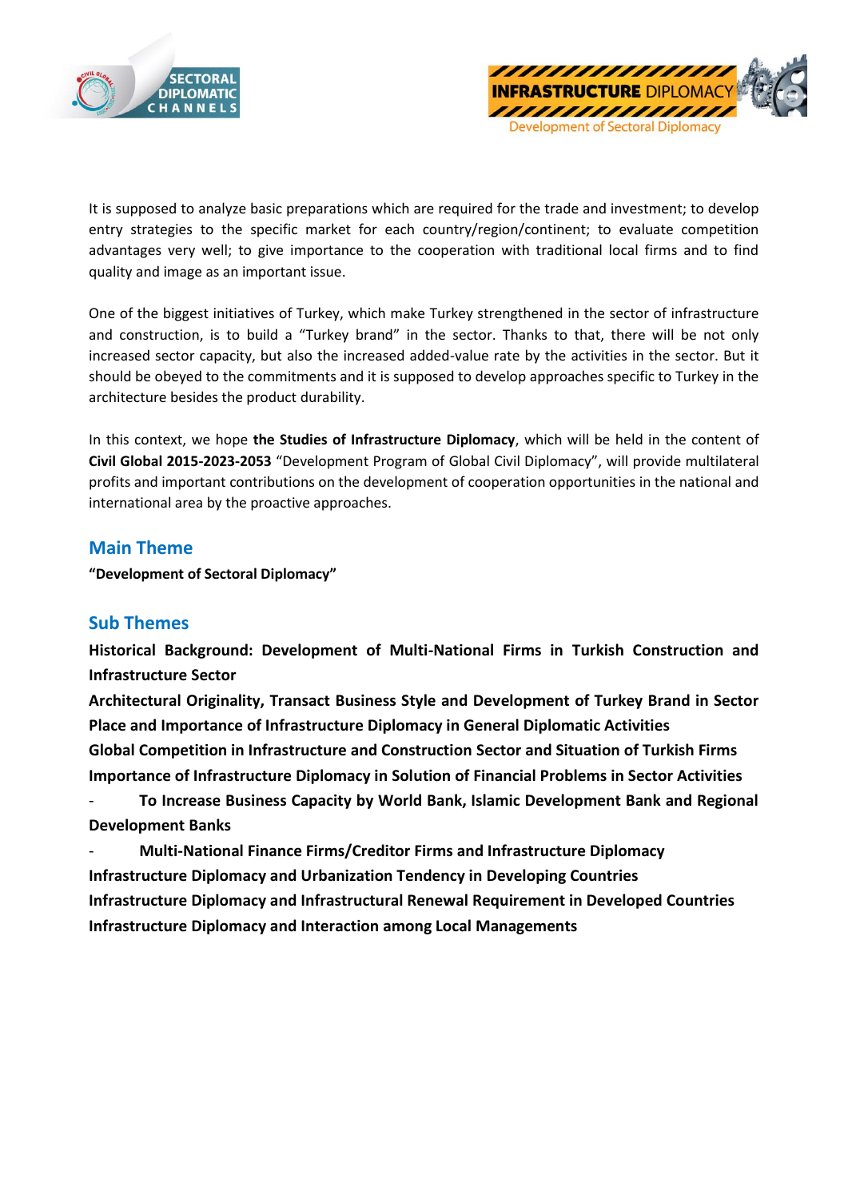It is supposed to analyze basic preparations which are required for the trade and investment; to develop entry strategies to the specific market for each country/region/continent; to evaluate competition advantages very well; to give importance to the cooperation with traditional local firms and to find quality and image as an important issue.

One of the biggest initiatives of Turkey, which make Turkey strengthened in the sector of infrastructure and construction, is to build a "Turkey brand" in the sector. Thanks to that, there will be not only increased sector capacity, but also the increased added-value rate by the activities in the sector. But it should be obeyed to the commitments and it is supposed to develop approaches specific to Turkey in the architecture besides the product durability.

In this context, we hope **the Studies of Infrastructure Diplomacy**, which will be held in the content of **Civil Global 2015-2023-2053** "Development Program of Global Civil Diplomacy", will provide multilateral profits and important contributions on the development of cooperation opportunities in the national and international area by the proactive approaches.

## Main Theme

**"Development of Sectoral Diplomacy"**

## Sub Themes

**Historical Background: Development of Multi-National Firms in Turkish Construction and Infrastructure Sector**

**Architectural Originality, Transact Business Style and Development of Turkey Brand in Sector**

**Place and Importance of Infrastructure Diplomacy in General Diplomatic Activities**

**Global Competition in Infrastructure and Construction Sector and Situation of Turkish Firms**

**Importance of Infrastructure Diplomacy in Solution of Financial Problems in Sector Activities**

- **To Increase Business Capacity by World Bank, Islamic Development Bank and Regional Development Banks**
- **Multi-National Finance Firms/Creditor Firms and Infrastructure Diplomacy**

**Infrastructure Diplomacy and Urbanization Tendency in Developing Countries**

**Infrastructure Diplomacy and Infrastructural Renewal Requirement in Developed Countries**

**Infrastructure Diplomacy and Interaction among Local Managements**